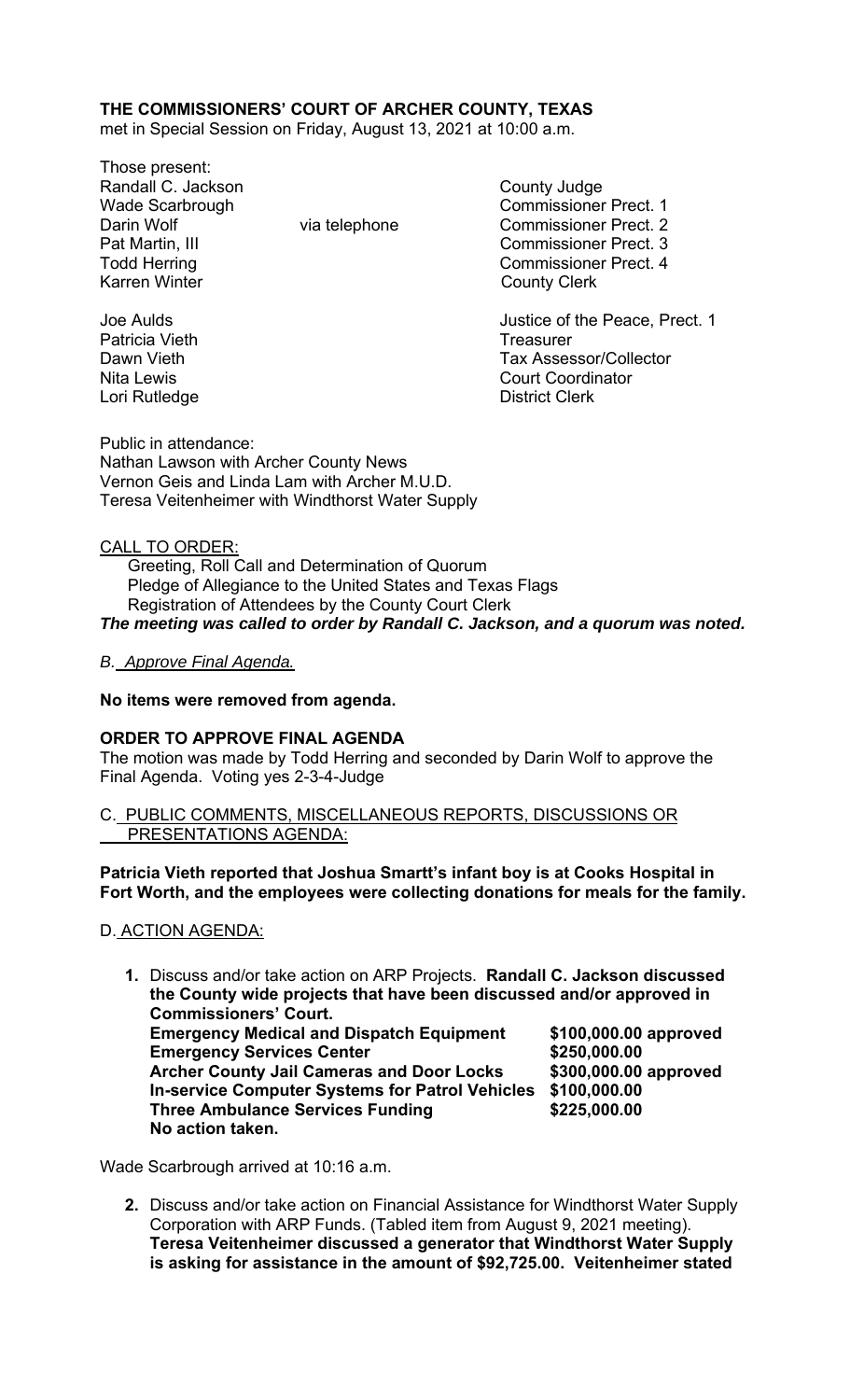**THE COMMISSIONERS' COURT OF ARCHER COUNTY, TEXAS**
met in Special Session on Friday, August 13, 2021 at 10:00 a.m.

Those present:

| | | |
|---|---|---|
| Randall C. Jackson | | County Judge |
| Wade Scarbrough | | Commissioner Prect. 1 |
| Darin Wolf | via telephone | Commissioner Prect. 2 |
| Pat Martin, III | | Commissioner Prect. 3 |
| Todd Herring | | Commissioner Prect. 4 |
| Karren Winter | | County Clerk |
| | | |
| Joe Aulds | | Justice of the Peace, Prect. 1 |
| Patricia Vieth | | Treasurer |
| Dawn Vieth | | Tax Assessor/Collector |
| Nita Lewis | | Court Coordinator |
| Lori Rutledge | | District Clerk |

Public in attendance:
Nathan Lawson with Archer County News
Vernon Geis and Linda Lam with Archer M.U.D.
Teresa Veitenheimer with Windthorst Water Supply

<u>CALL TO ORDER:</u>

Greeting, Roll Call and Determination of Quorum
Pledge of Allegiance to the United States and Texas Flags
Registration of Attendees by the County Court Clerk

***The meeting was called to order by Randall C. Jackson, and a quorum was noted.***

*B. <u>Approve Final Agenda.</u>*

**No items were removed from agenda.**

**ORDER TO APPROVE FINAL AGENDA**
The motion was made by Todd Herring and seconded by Darin Wolf to approve the Final Agenda. Voting yes 2-3-4-Judge

C. <u>PUBLIC COMMENTS, MISCELLANEOUS REPORTS, DISCUSSIONS OR PRESENTATIONS AGENDA:</u>

**Patricia Vieth reported that Joshua Smartt's infant boy is at Cooks Hospital in Fort Worth, and the employees were collecting donations for meals for the family.**

D. <u>ACTION AGENDA:</u>

1. Discuss and/or take action on ARP Projects. **Randall C. Jackson discussed the County wide projects that have been discussed and/or approved in Commissioners' Court.**

| | |
|---|---|
| **Emergency Medical and Dispatch Equipment** | **$100,000.00 approved** |
| **Emergency Services Center** | **$250,000.00** |
| **Archer County Jail Cameras and Door Locks** | **$300,000.00 approved** |
| **In-service Computer Systems for Patrol Vehicles** | **$100,000.00** |
| **Three Ambulance Services Funding** | **$225,000.00** |

**No action taken.**

Wade Scarbrough arrived at 10:16 a.m.

2. Discuss and/or take action on Financial Assistance for Windthorst Water Supply Corporation with ARP Funds. (Tabled item from August 9, 2021 meeting). **Teresa Veitenheimer discussed a generator that Windthorst Water Supply is asking for assistance in the amount of $92,725.00. Veitenheimer stated**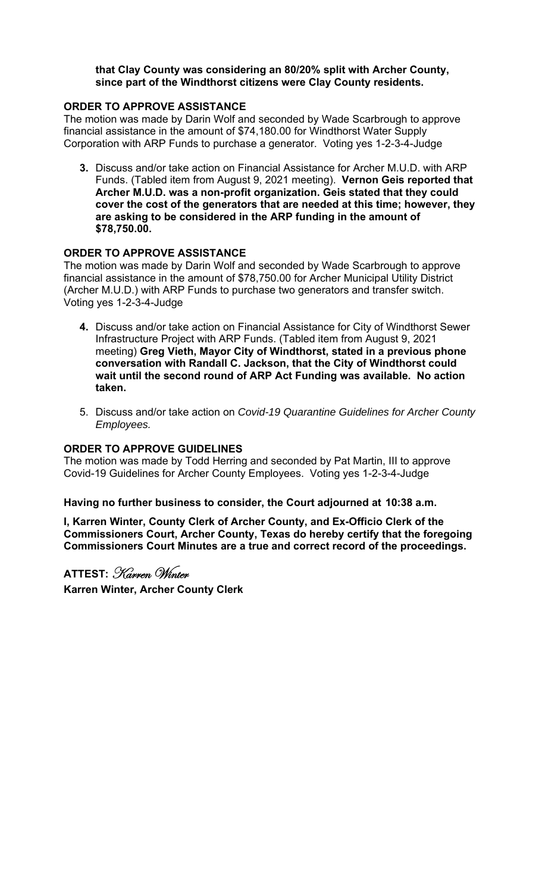**that Clay County was considering an 80/20% split with Archer County, since part of the Windthorst citizens were Clay County residents.**

**ORDER TO APPROVE ASSISTANCE**

The motion was made by Darin Wolf and seconded by Wade Scarbrough to approve financial assistance in the amount of $74,180.00 for Windthorst Water Supply Corporation with ARP Funds to purchase a generator. Voting yes 1-2-3-4-Judge

3. Discuss and/or take action on Financial Assistance for Archer M.U.D. with ARP Funds. (Tabled item from August 9, 2021 meeting). **Vernon Geis reported that Archer M.U.D. was a non-profit organization. Geis stated that they could cover the cost of the generators that are needed at this time; however, they are asking to be considered in the ARP funding in the amount of $78,750.00.**

**ORDER TO APPROVE ASSISTANCE**

The motion was made by Darin Wolf and seconded by Wade Scarbrough to approve financial assistance in the amount of $78,750.00 for Archer Municipal Utility District (Archer M.U.D.) with ARP Funds to purchase two generators and transfer switch. Voting yes 1-2-3-4-Judge

4. Discuss and/or take action on Financial Assistance for City of Windthorst Sewer Infrastructure Project with ARP Funds. (Tabled item from August 9, 2021 meeting) **Greg Vieth, Mayor City of Windthorst, stated in a previous phone conversation with Randall C. Jackson, that the City of Windthorst could wait until the second round of ARP Act Funding was available. No action taken.**

5. Discuss and/or take action on *Covid-19 Quarantine Guidelines for Archer County Employees.*

**ORDER TO APPROVE GUIDELINES**

The motion was made by Todd Herring and seconded by Pat Martin, III to approve Covid-19 Guidelines for Archer County Employees. Voting yes 1-2-3-4-Judge

**Having no further business to consider, the Court adjourned at 10:38 a.m.**

**I, Karren Winter, County Clerk of Archer County, and Ex-Officio Clerk of the Commissioners Court, Archer County, Texas do hereby certify that the foregoing Commissioners Court Minutes are a true and correct record of the proceedings.**

**ATTEST:** *Karren Winter*

**Karren Winter, Archer County Clerk**